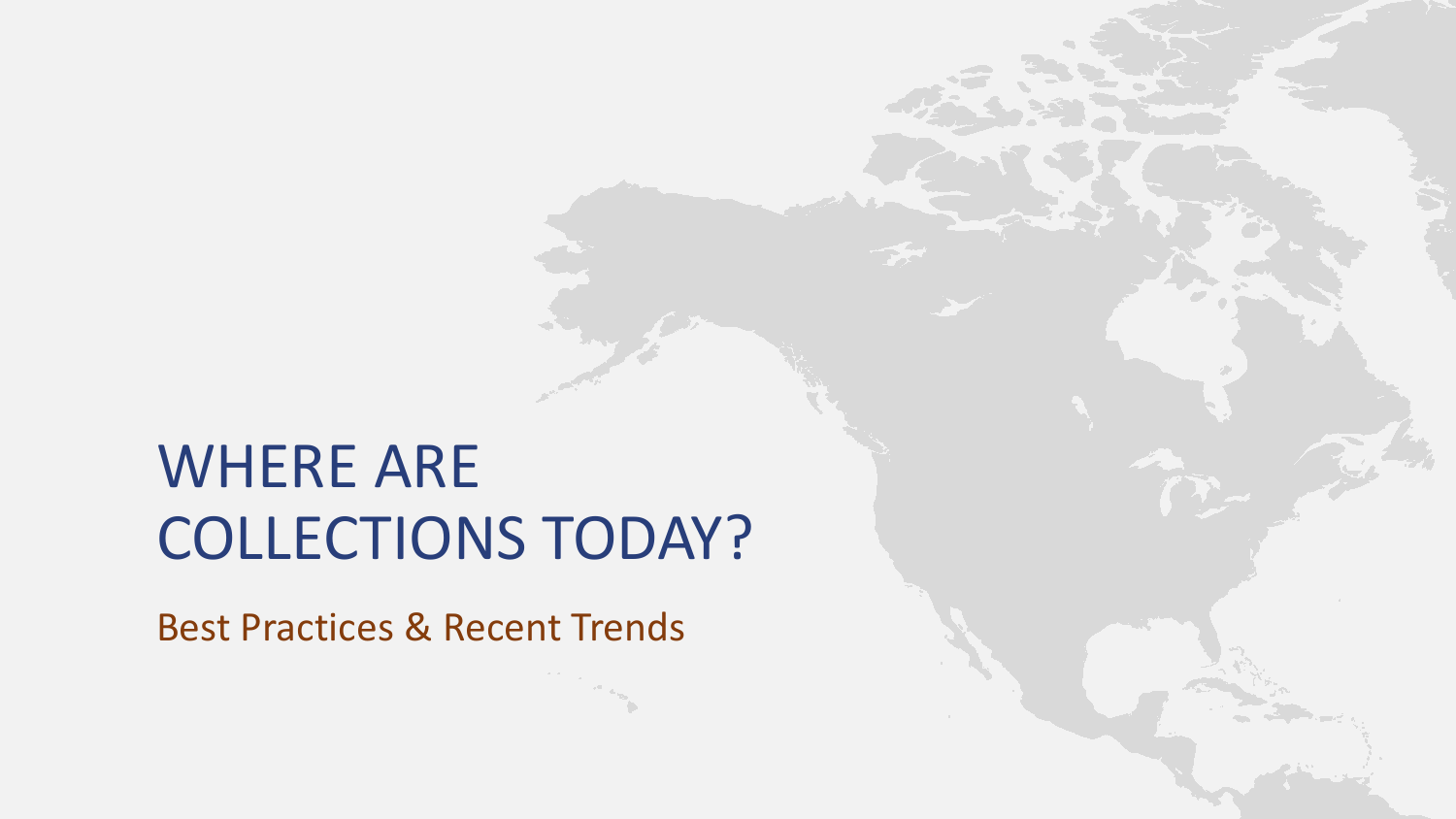# WHERE ARE COLLECTIONS TODAY?

## Best Practices & Recent Trends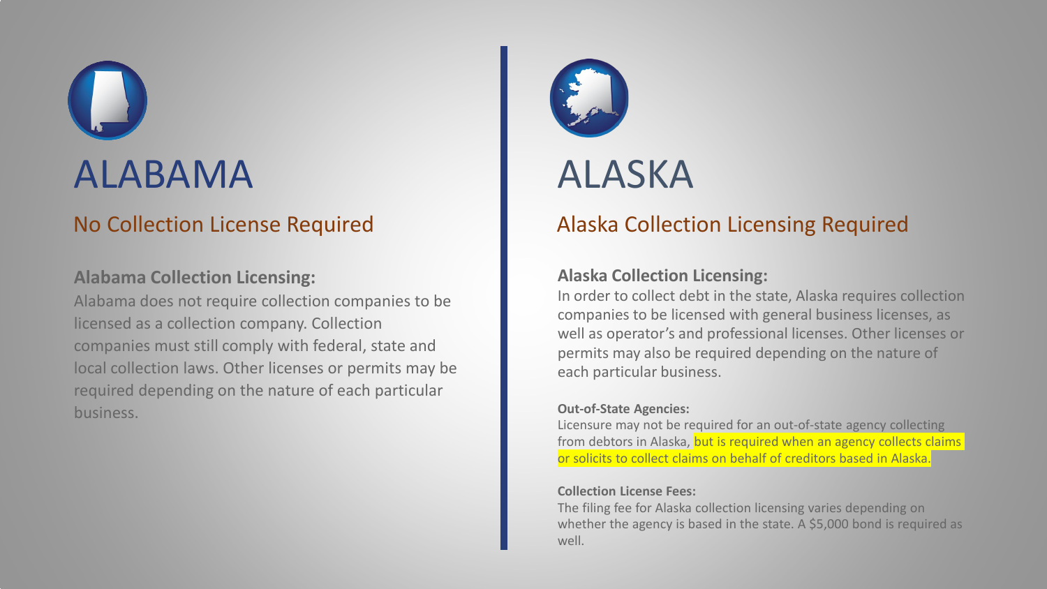# ALABAMA

## No Collection License Required

**Alabama Collection Licensing:**

Alabama does not require collection companies to be licensed as a collection company. Collection companies must still comply with federal, state and local collection laws. Other licenses or permits may be required depending on the nature of each particular business.

# ALASKA

## Alaska Collection Licensing Required

**Alaska Collection Licensing:**

In order to collect debt in the state, Alaska requires collection companies to be licensed with general business licenses, as well as operator's and professional licenses. Other licenses or permits may also be required depending on the nature of each particular business.

**Out-of-State Agencies:**

Licensure may not be required for an out-of-state agency collecting from debtors in Alaska, but is required when an agency collects claims or solicits to collect claims on behalf of creditors based in Alaska.

**Collection License Fees:**

The filing fee for Alaska collection licensing varies depending on whether the agency is based in the state. A $5,000 bond is required as well.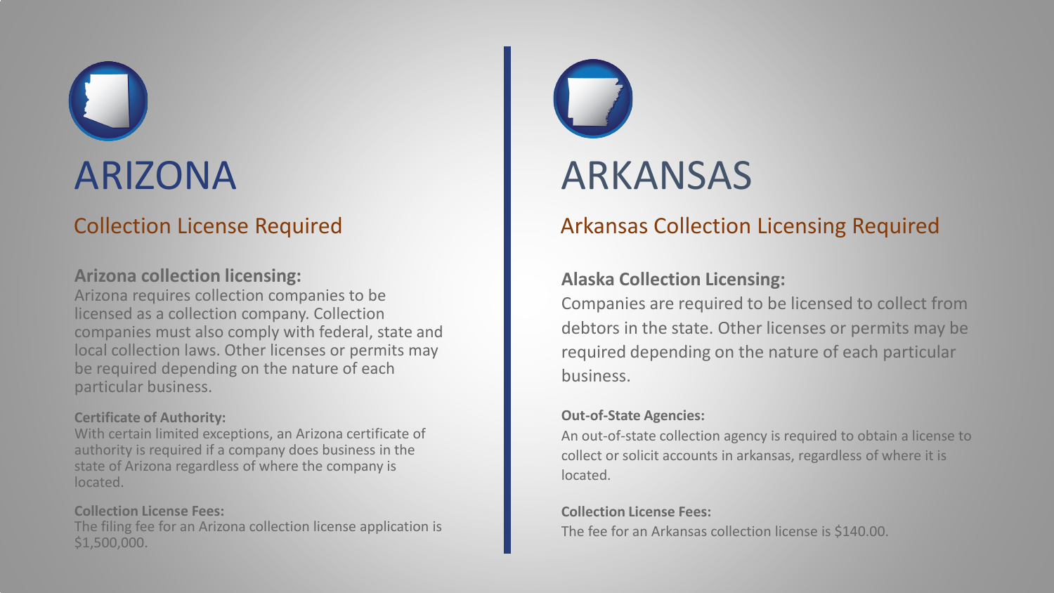# ARIZONA

## Collection License Required

**Arizona collection licensing:**
Arizona requires collection companies to be licensed as a collection company. Collection companies must also comply with federal, state and local collection laws. Other licenses or permits may be required depending on the nature of each particular business.

**Certificate of Authority:**
With certain limited exceptions, an Arizona certificate of authority is required if a company does business in the state of Arizona regardless of where the company is located.

**Collection License Fees:**
The filing fee for an Arizona collection license application is $1,500,000.

# ARKANSAS

## Arkansas Collection Licensing Required

**Alaska Collection Licensing:**
Companies are required to be licensed to collect from debtors in the state. Other licenses or permits may be required depending on the nature of each particular business.

**Out-of-State Agencies:**
An out-of-state collection agency is required to obtain a license to collect or solicit accounts in arkansas, regardless of where it is located.

**Collection License Fees:**
The fee for an Arkansas collection license is $140.00.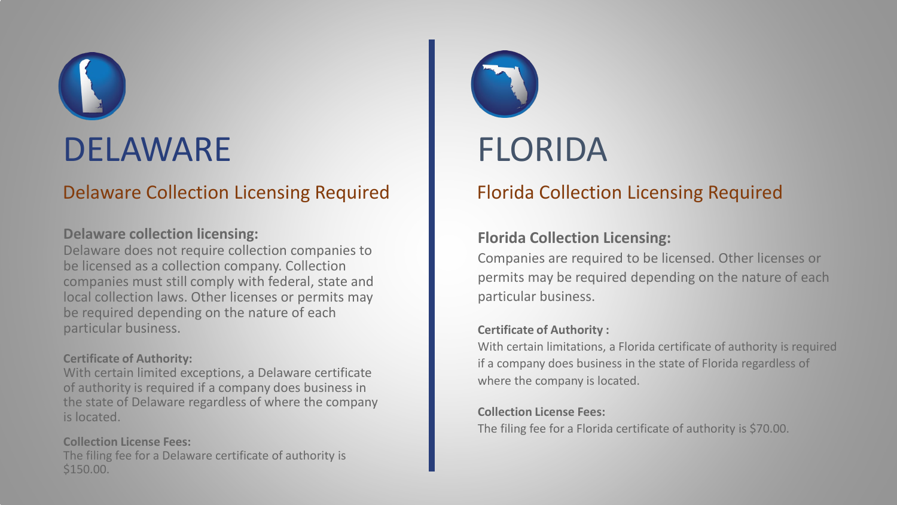# DELAWARE

## Delaware Collection Licensing Required

**Delaware collection licensing:**
Delaware does not require collection companies to be licensed as a collection company. Collection companies must still comply with federal, state and local collection laws. Other licenses or permits may be required depending on the nature of each particular business.

**Certificate of Authority:**
With certain limited exceptions, a Delaware certificate of authority is required if a company does business in the state of Delaware regardless of where the company is located.

**Collection License Fees:**
The filing fee for a Delaware certificate of authority is $150.00.

# FLORIDA

## Florida Collection Licensing Required

**Florida Collection Licensing:**
Companies are required to be licensed. Other licenses or permits may be required depending on the nature of each particular business.

**Certificate of Authority :**
With certain limitations, a Florida certificate of authority is required if a company does business in the state of Florida regardless of where the company is located.

**Collection License Fees:**
The filing fee for a Florida certificate of authority is $70.00.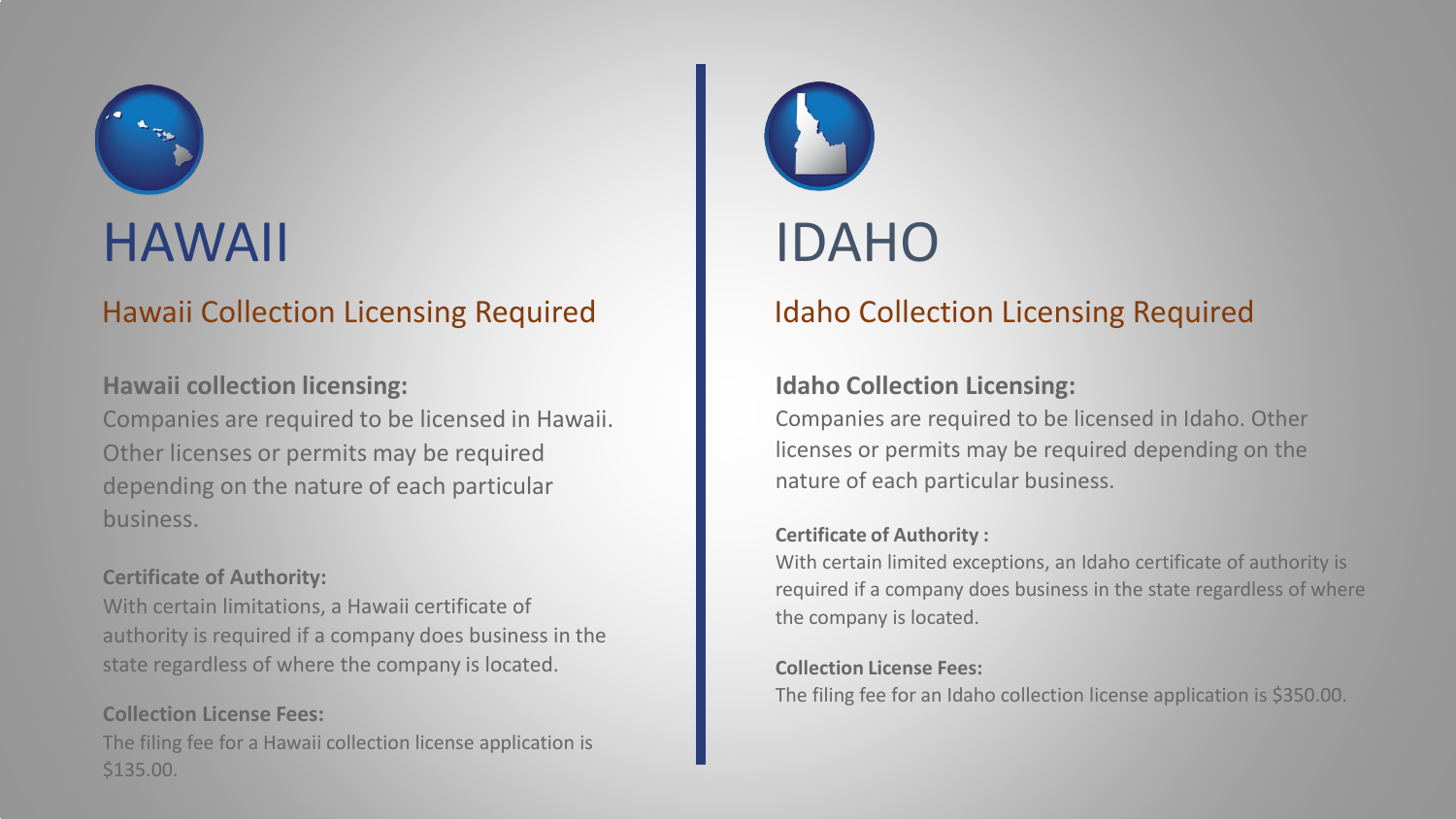# HAWAII

## Hawaii Collection Licensing Required

**Hawaii collection licensing:**

Companies are required to be licensed in Hawaii. Other licenses or permits may be required depending on the nature of each particular business.

**Certificate of Authority:**

With certain limitations, a Hawaii certificate of authority is required if a company does business in the state regardless of where the company is located.

**Collection License Fees:**

The filing fee for a Hawaii collection license application is $135.00.

# IDAHO

## Idaho Collection Licensing Required

**Idaho Collection Licensing:**

Companies are required to be licensed in Idaho. Other licenses or permits may be required depending on the nature of each particular business.

**Certificate of Authority :**

With certain limited exceptions, an Idaho certificate of authority is required if a company does business in the state regardless of where the company is located.

**Collection License Fees:**

The filing fee for an Idaho collection license application is $350.00.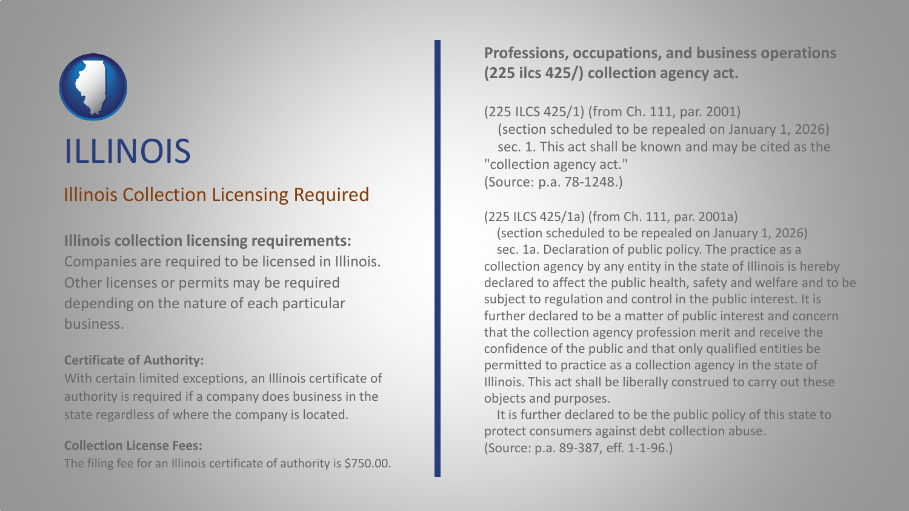# ILLINOIS

## Illinois Collection Licensing Required

**Illinois collection licensing requirements:**
Companies are required to be licensed in Illinois. Other licenses or permits may be required depending on the nature of each particular business.

**Certificate of Authority:**
With certain limited exceptions, an Illinois certificate of authority is required if a company does business in the state regardless of where the company is located.

**Collection License Fees:**
The filing fee for an Illinois certificate of authority is $750.00.

**Professions, occupations, and business operations (225 ilcs 425/) collection agency act.**

(225 ILCS 425/1) (from Ch. 111, par. 2001)
(section scheduled to be repealed on January 1, 2026)
sec. 1. This act shall be known and may be cited as the "collection agency act."
(Source: p.a. 78-1248.)

(225 ILCS 425/1a) (from Ch. 111, par. 2001a)
(section scheduled to be repealed on January 1, 2026)
sec. 1a. Declaration of public policy. The practice as a collection agency by any entity in the state of Illinois is hereby declared to affect the public health, safety and welfare and to be subject to regulation and control in the public interest. It is further declared to be a matter of public interest and concern that the collection agency profession merit and receive the confidence of the public and that only qualified entities be permitted to practice as a collection agency in the state of Illinois. This act shall be liberally construed to carry out these objects and purposes.
It is further declared to be the public policy of this state to protect consumers against debt collection abuse.
(Source: p.a. 89-387, eff. 1-1-96.)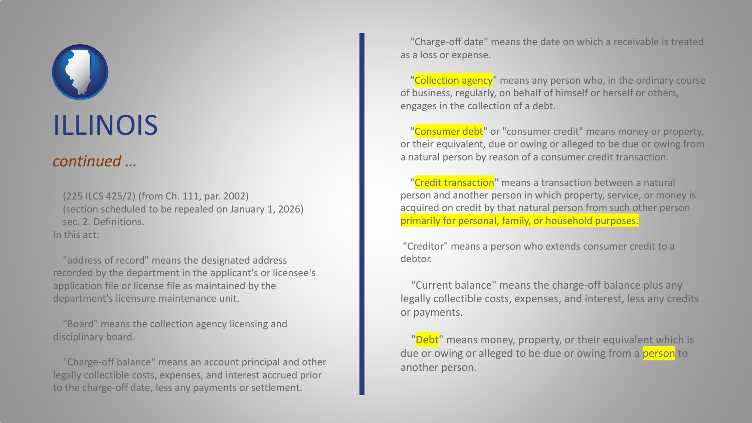# ILLINOIS

*continued …*

(225 ILCS 425/2) (from Ch. 111, par. 2002)
(section scheduled to be repealed on January 1, 2026)
sec. 2. Definitions.
In this act:

"address of record" means the designated address recorded by the department in the applicant's or licensee's application file or license file as maintained by the department's licensure maintenance unit.

"Board" means the collection agency licensing and disciplinary board.

"Charge-off balance" means an account principal and other legally collectible costs, expenses, and interest accrued prior to the charge-off date, less any payments or settlement.

"Charge-off date" means the date on which a receivable is treated as a loss or expense.

"Collection agency" means any person who, in the ordinary course of business, regularly, on behalf of himself or herself or others, engages in the collection of a debt.

"Consumer debt" or "consumer credit" means money or property, or their equivalent, due or owing or alleged to be due or owing from a natural person by reason of a consumer credit transaction.

"Credit transaction" means a transaction between a natural person and another person in which property, service, or money is acquired on credit by that natural person from such other person primarily for personal, family, or household purposes.

"Creditor" means a person who extends consumer credit to a debtor.

"Current balance" means the charge-off balance plus any legally collectible costs, expenses, and interest, less any credits or payments.

"Debt" means money, property, or their equivalent which is due or owing or alleged to be due or owing from a person to another person.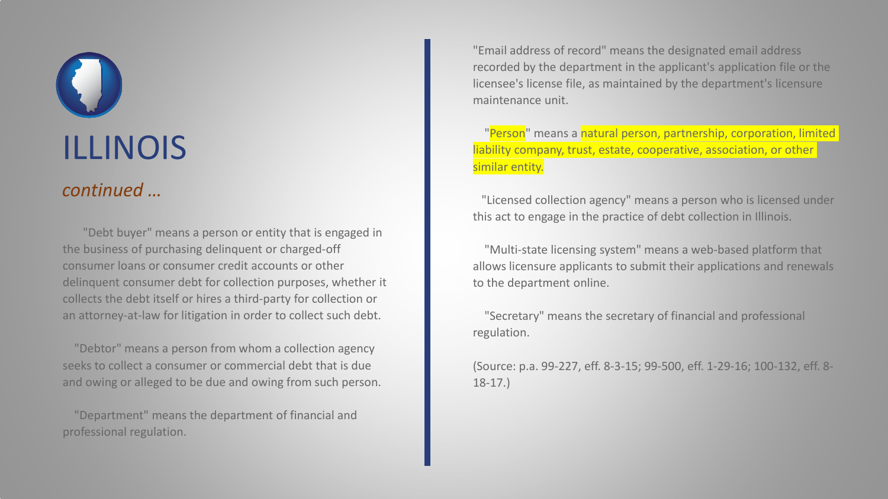# ILLINOIS

*continued …*

"Debt buyer" means a person or entity that is engaged in the business of purchasing delinquent or charged-off consumer loans or consumer credit accounts or other delinquent consumer debt for collection purposes, whether it collects the debt itself or hires a third-party for collection or an attorney-at-law for litigation in order to collect such debt.

"Debtor" means a person from whom a collection agency seeks to collect a consumer or commercial debt that is due and owing or alleged to be due and owing from such person.

"Department" means the department of financial and professional regulation.

"Email address of record" means the designated email address recorded by the department in the applicant's application file or the licensee's license file, as maintained by the department's licensure maintenance unit.

"Person" means a natural person, partnership, corporation, limited liability company, trust, estate, cooperative, association, or other similar entity.

"Licensed collection agency" means a person who is licensed under this act to engage in the practice of debt collection in Illinois.

"Multi-state licensing system" means a web-based platform that allows licensure applicants to submit their applications and renewals to the department online.

"Secretary" means the secretary of financial and professional regulation.

(Source: p.a. 99-227, eff. 8-3-15; 99-500, eff. 1-29-16; 100-132, eff. 8-18-17.)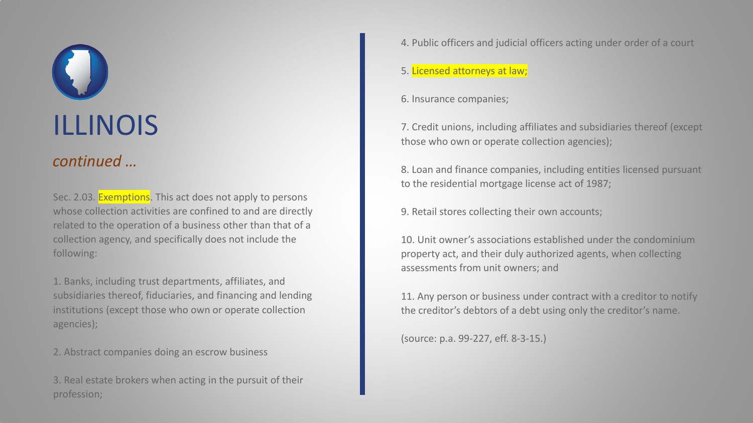# ILLINOIS

*continued …*

Sec. 2.03. Exemptions. This act does not apply to persons whose collection activities are confined to and are directly related to the operation of a business other than that of a collection agency, and specifically does not include the following:

1. Banks, including trust departments, affiliates, and subsidiaries thereof, fiduciaries, and financing and lending institutions (except those who own or operate collection agencies);

2. Abstract companies doing an escrow business

3. Real estate brokers when acting in the pursuit of their profession;

4. Public officers and judicial officers acting under order of a court

5. Licensed attorneys at law;

6. Insurance companies;

7. Credit unions, including affiliates and subsidiaries thereof (except those who own or operate collection agencies);

8. Loan and finance companies, including entities licensed pursuant to the residential mortgage license act of 1987;

9. Retail stores collecting their own accounts;

10. Unit owner's associations established under the condominium property act, and their duly authorized agents, when collecting assessments from unit owners; and

11. Any person or business under contract with a creditor to notify the creditor's debtors of a debt using only the creditor's name.

(source: p.a. 99-227, eff. 8-3-15.)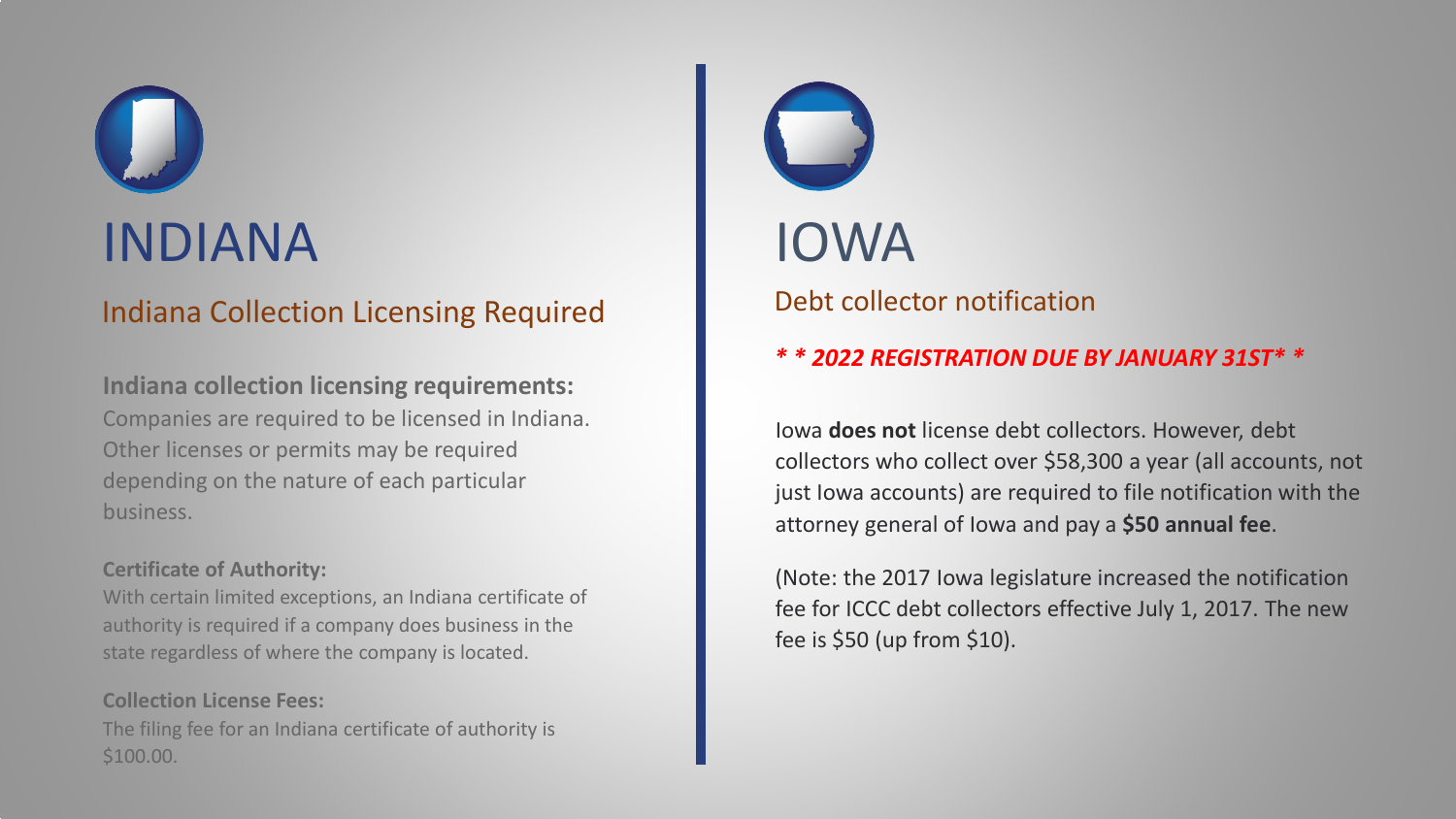# INDIANA

## Indiana Collection Licensing Required

**Indiana collection licensing requirements:**
Companies are required to be licensed in Indiana. Other licenses or permits may be required depending on the nature of each particular business.

**Certificate of Authority:**
With certain limited exceptions, an Indiana certificate of authority is required if a company does business in the state regardless of where the company is located.

**Collection License Fees:**
The filing fee for an Indiana certificate of authority is $100.00.

# IOWA

## Debt collector notification

***\* \* 2022 REGISTRATION DUE BY JANUARY 31ST\* \****

Iowa **does not** license debt collectors. However, debt collectors who collect over $58,300 a year (all accounts, not just Iowa accounts) are required to file notification with the attorney general of Iowa and pay a **$50 annual fee**.

(Note: the 2017 Iowa legislature increased the notification fee for ICCC debt collectors effective July 1, 2017. The new fee is $50 (up from $10).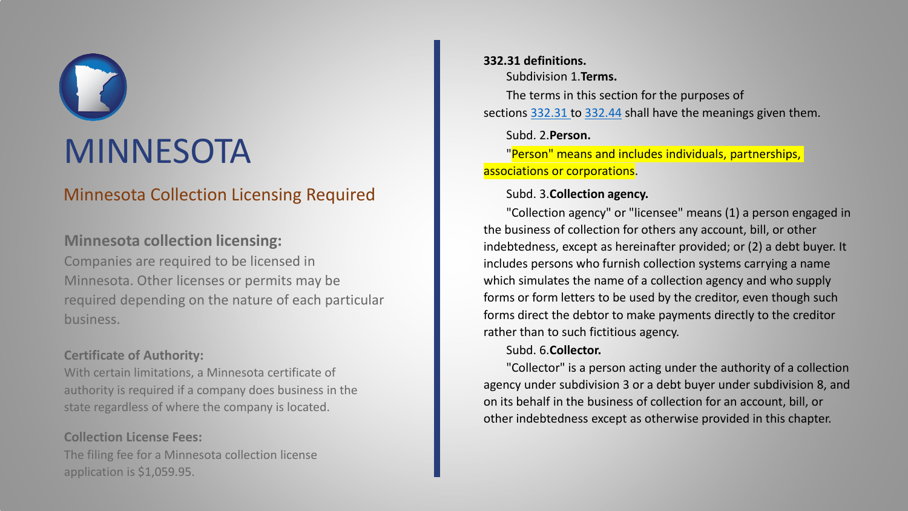# MINNESOTA

## Minnesota Collection Licensing Required

### Minnesota collection licensing:

Companies are required to be licensed in Minnesota. Other licenses or permits may be required depending on the nature of each particular business.

**Certificate of Authority:**

With certain limitations, a Minnesota certificate of authority is required if a company does business in the state regardless of where the company is located.

**Collection License Fees:**

The filing fee for a Minnesota collection license application is $1,059.95.

**332.31 definitions.**

Subdivision 1.**Terms.**

The terms in this section for the purposes of sections 332.31 to 332.44 shall have the meanings given them.

Subd. 2.**Person.**

"Person" means and includes individuals, partnerships, associations or corporations.

Subd. 3.**Collection agency.**

"Collection agency" or "licensee" means (1) a person engaged in the business of collection for others any account, bill, or other indebtedness, except as hereinafter provided; or (2) a debt buyer. It includes persons who furnish collection systems carrying a name which simulates the name of a collection agency and who supply forms or form letters to be used by the creditor, even though such forms direct the debtor to make payments directly to the creditor rather than to such fictitious agency.

Subd. 6.**Collector.**

"Collector" is a person acting under the authority of a collection agency under subdivision 3 or a debt buyer under subdivision 8, and on its behalf in the business of collection for an account, bill, or other indebtedness except as otherwise provided in this chapter.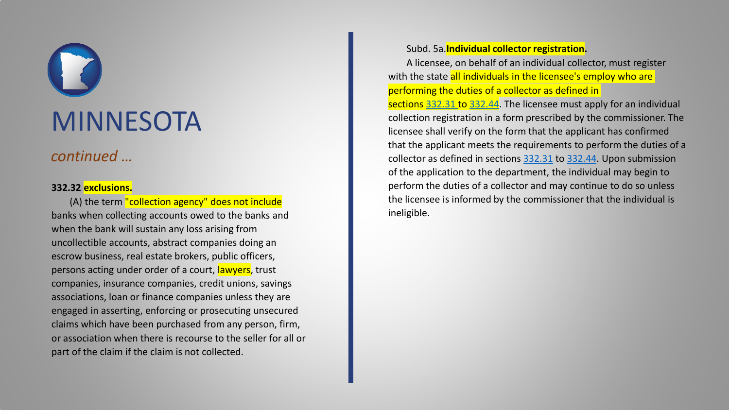# MINNESOTA

*continued …*

**332.32 exclusions.**

(A) the term "collection agency" does not include banks when collecting accounts owed to the banks and when the bank will sustain any loss arising from uncollectible accounts, abstract companies doing an escrow business, real estate brokers, public officers, persons acting under order of a court, lawyers, trust companies, insurance companies, credit unions, savings associations, loan or finance companies unless they are engaged in asserting, enforcing or prosecuting unsecured claims which have been purchased from any person, firm, or association when there is recourse to the seller for all or part of the claim if the claim is not collected.

Subd. 5a. **Individual collector registration.**

A licensee, on behalf of an individual collector, must register with the state all individuals in the licensee's employ who are performing the duties of a collector as defined in sections 332.31 to 332.44. The licensee must apply for an individual collection registration in a form prescribed by the commissioner. The licensee shall verify on the form that the applicant has confirmed that the applicant meets the requirements to perform the duties of a collector as defined in sections 332.31 to 332.44. Upon submission of the application to the department, the individual may begin to perform the duties of a collector and may continue to do so unless the licensee is informed by the commissioner that the individual is ineligible.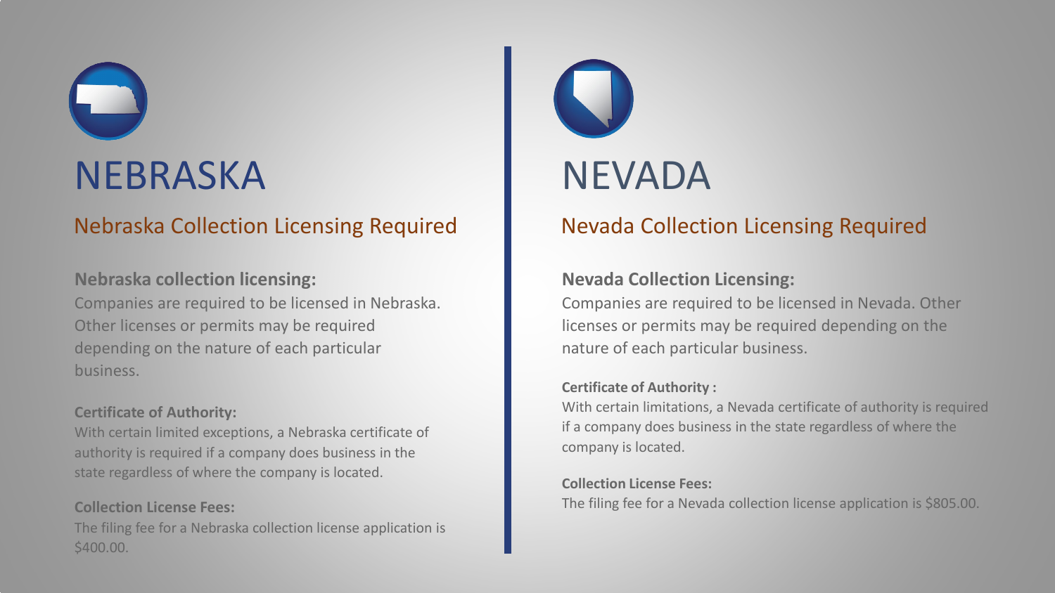# NEBRASKA

## Nebraska Collection Licensing Required

### Nebraska collection licensing:

Companies are required to be licensed in Nebraska. Other licenses or permits may be required depending on the nature of each particular business.

**Certificate of Authority:**

With certain limited exceptions, a Nebraska certificate of authority is required if a company does business in the state regardless of where the company is located.

**Collection License Fees:**

The filing fee for a Nebraska collection license application is $400.00.

# NEVADA

## Nevada Collection Licensing Required

### Nevada Collection Licensing:

Companies are required to be licensed in Nevada. Other licenses or permits may be required depending on the nature of each particular business.

**Certificate of Authority :**

With certain limitations, a Nevada certificate of authority is required if a company does business in the state regardless of where the company is located.

**Collection License Fees:**

The filing fee for a Nevada collection license application is $805.00.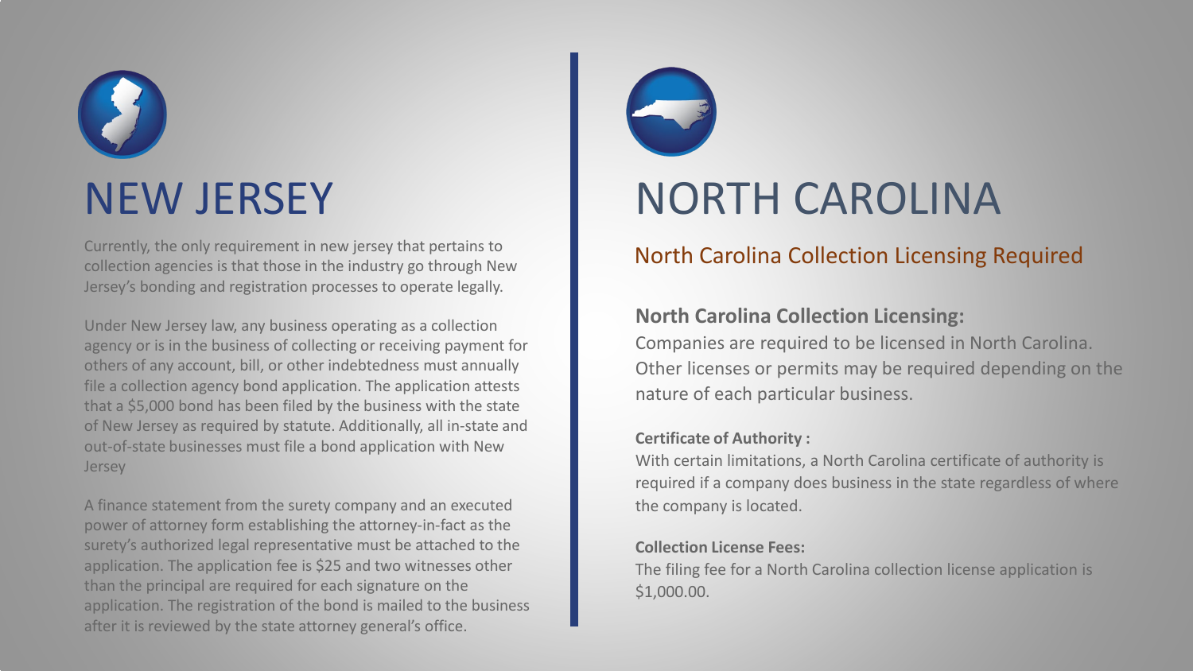# NEW JERSEY

Currently, the only requirement in new jersey that pertains to collection agencies is that those in the industry go through New Jersey's bonding and registration processes to operate legally.

Under New Jersey law, any business operating as a collection agency or is in the business of collecting or receiving payment for others of any account, bill, or other indebtedness must annually file a collection agency bond application. The application attests that a $5,000 bond has been filed by the business with the state of New Jersey as required by statute. Additionally, all in-state and out-of-state businesses must file a bond application with New Jersey

A finance statement from the surety company and an executed power of attorney form establishing the attorney-in-fact as the surety's authorized legal representative must be attached to the application. The application fee is $25 and two witnesses other than the principal are required for each signature on the application. The registration of the bond is mailed to the business after it is reviewed by the state attorney general's office.

# NORTH CAROLINA

## North Carolina Collection Licensing Required

### North Carolina Collection Licensing:

Companies are required to be licensed in North Carolina. Other licenses or permits may be required depending on the nature of each particular business.

**Certificate of Authority :**

With certain limitations, a North Carolina certificate of authority is required if a company does business in the state regardless of where the company is located.

**Collection License Fees:**

The filing fee for a North Carolina collection license application is $1,000.00.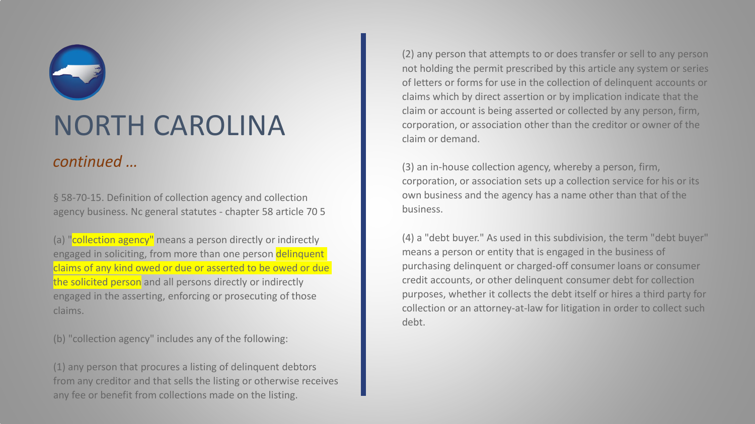# NORTH CAROLINA

*continued ...*

§ 58-70-15. Definition of collection agency and collection agency business. Nc general statutes - chapter 58 article 70 5

(a) "collection agency" means a person directly or indirectly engaged in soliciting, from more than one person delinquent claims of any kind owed or due or asserted to be owed or due the solicited person and all persons directly or indirectly engaged in the asserting, enforcing or prosecuting of those claims.

(b) "collection agency" includes any of the following:

(1) any person that procures a listing of delinquent debtors from any creditor and that sells the listing or otherwise receives any fee or benefit from collections made on the listing.

(2) any person that attempts to or does transfer or sell to any person not holding the permit prescribed by this article any system or series of letters or forms for use in the collection of delinquent accounts or claims which by direct assertion or by implication indicate that the claim or account is being asserted or collected by any person, firm, corporation, or association other than the creditor or owner of the claim or demand.

(3) an in-house collection agency, whereby a person, firm, corporation, or association sets up a collection service for his or its own business and the agency has a name other than that of the business.

(4) a "debt buyer." As used in this subdivision, the term "debt buyer" means a person or entity that is engaged in the business of purchasing delinquent or charged-off consumer loans or consumer credit accounts, or other delinquent consumer debt for collection purposes, whether it collects the debt itself or hires a third party for collection or an attorney-at-law for litigation in order to collect such debt.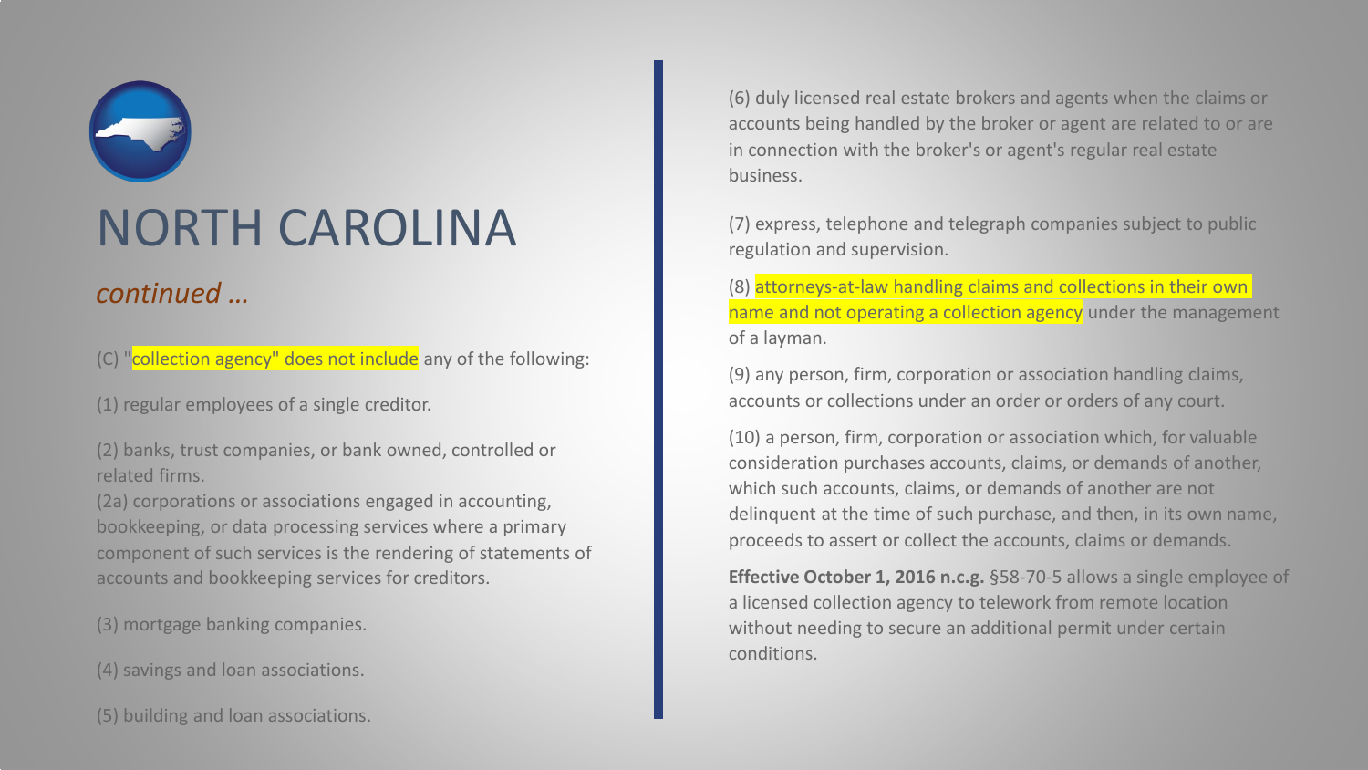# NORTH CAROLINA

*continued …*

(C) "collection agency" does not include any of the following:

(1) regular employees of a single creditor.

(2) banks, trust companies, or bank owned, controlled or related firms.
(2a) corporations or associations engaged in accounting, bookkeeping, or data processing services where a primary component of such services is the rendering of statements of accounts and bookkeeping services for creditors.

(3) mortgage banking companies.

(4) savings and loan associations.

(5) building and loan associations.

(6) duly licensed real estate brokers and agents when the claims or accounts being handled by the broker or agent are related to or are in connection with the broker's or agent's regular real estate business.

(7) express, telephone and telegraph companies subject to public regulation and supervision.

(8) attorneys-at-law handling claims and collections in their own name and not operating a collection agency under the management of a layman.

(9) any person, firm, corporation or association handling claims, accounts or collections under an order or orders of any court.

(10) a person, firm, corporation or association which, for valuable consideration purchases accounts, claims, or demands of another, which such accounts, claims, or demands of another are not delinquent at the time of such purchase, and then, in its own name, proceeds to assert or collect the accounts, claims or demands.

**Effective October 1, 2016 n.c.g.** §58-70-5 allows a single employee of a licensed collection agency to telework from remote location without needing to secure an additional permit under certain conditions.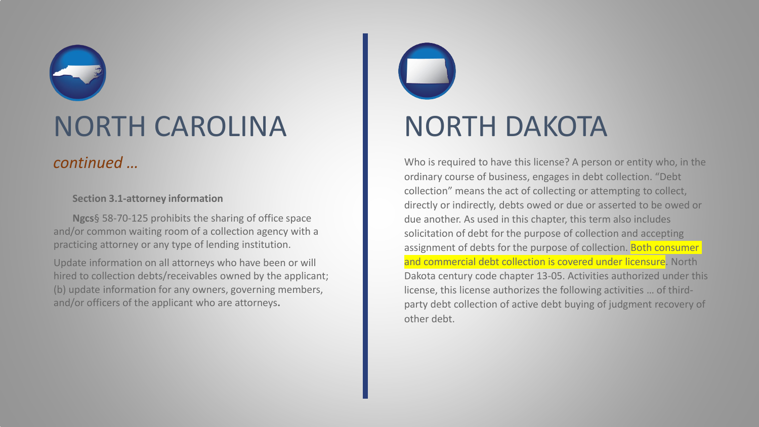# NORTH CAROLINA

*continued …*

**Section 3.1-attorney information**

**Ngcs**§ 58-70-125 prohibits the sharing of office space and/or common waiting room of a collection agency with a practicing attorney or any type of lending institution.

Update information on all attorneys who have been or will hired to collection debts/receivables owned by the applicant; (b) update information for any owners, governing members, and/or officers of the applicant who are attorneys.

# NORTH DAKOTA

Who is required to have this license? A person or entity who, in the ordinary course of business, engages in debt collection. “Debt collection” means the act of collecting or attempting to collect, directly or indirectly, debts owed or due or asserted to be owed or due another. As used in this chapter, this term also includes solicitation of debt for the purpose of collection and accepting assignment of debts for the purpose of collection. Both consumer and commercial debt collection is covered under licensure. North Dakota century code chapter 13-05. Activities authorized under this license, this license authorizes the following activities … of third-party debt collection of active debt buying of judgment recovery of other debt.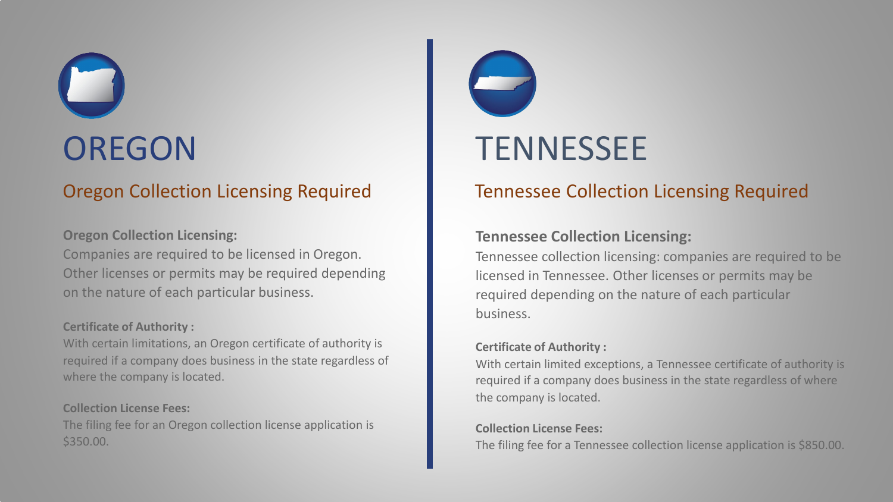# OREGON

## Oregon Collection Licensing Required

**Oregon Collection Licensing:**
Companies are required to be licensed in Oregon. Other licenses or permits may be required depending on the nature of each particular business.

**Certificate of Authority :**
With certain limitations, an Oregon certificate of authority is required if a company does business in the state regardless of where the company is located.

**Collection License Fees:**
The filing fee for an Oregon collection license application is $350.00.

# TENNESSEE

## Tennessee Collection Licensing Required

**Tennessee Collection Licensing:**
Tennessee collection licensing: companies are required to be licensed in Tennessee. Other licenses or permits may be required depending on the nature of each particular business.

**Certificate of Authority :**
With certain limited exceptions, a Tennessee certificate of authority is required if a company does business in the state regardless of where the company is located.

**Collection License Fees:**
The filing fee for a Tennessee collection license application is $850.00.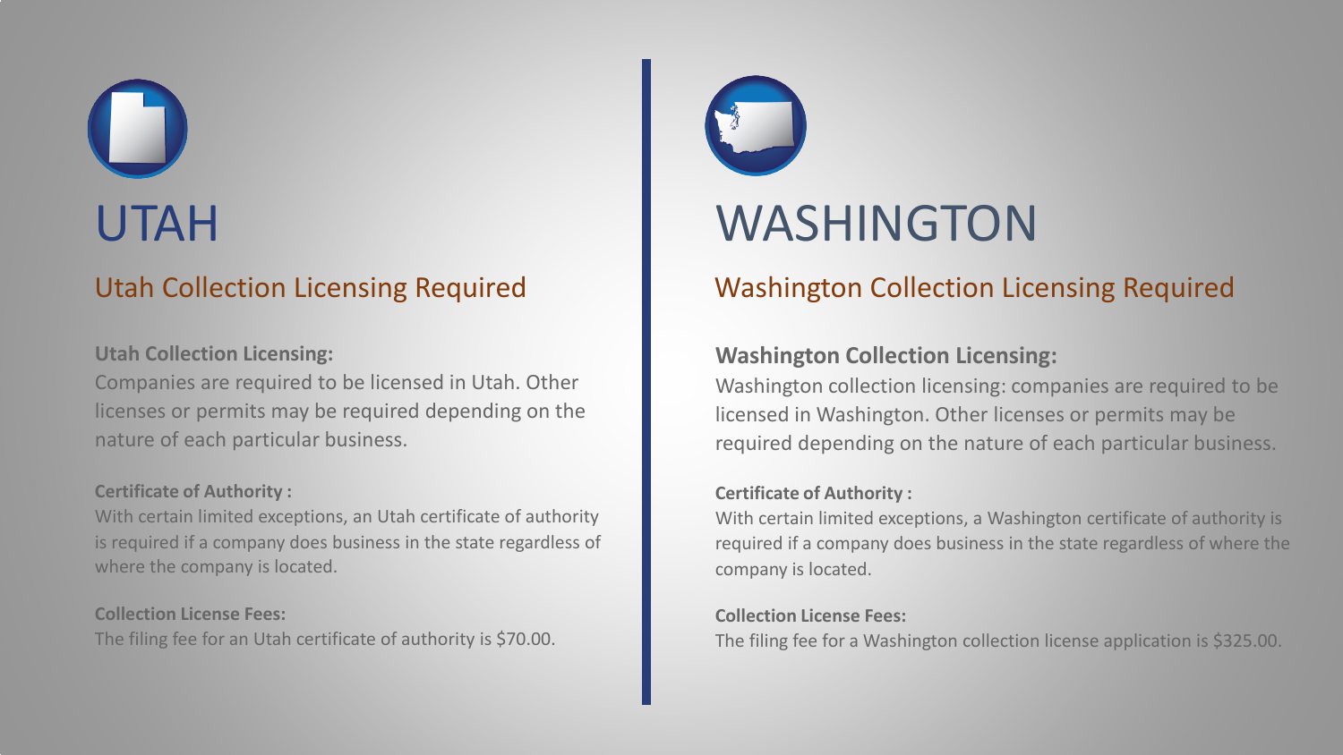# UTAH

## Utah Collection Licensing Required

**Utah Collection Licensing:**
Companies are required to be licensed in Utah. Other licenses or permits may be required depending on the nature of each particular business.

**Certificate of Authority :**
With certain limited exceptions, an Utah certificate of authority is required if a company does business in the state regardless of where the company is located.

**Collection License Fees:**
The filing fee for an Utah certificate of authority is $70.00.

# WASHINGTON

## Washington Collection Licensing Required

**Washington Collection Licensing:**
Washington collection licensing: companies are required to be licensed in Washington. Other licenses or permits may be required depending on the nature of each particular business.

**Certificate of Authority :**
With certain limited exceptions, a Washington certificate of authority is required if a company does business in the state regardless of where the company is located.

**Collection License Fees:**
The filing fee for a Washington collection license application is $325.00.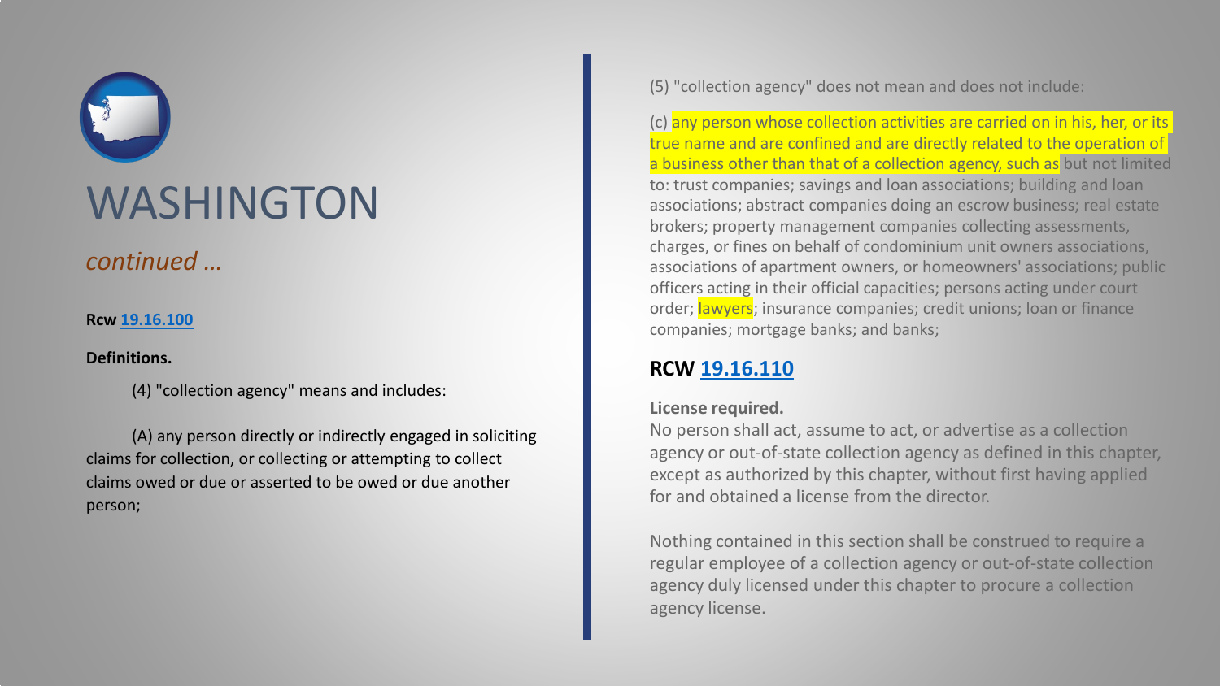# WASHINGTON

*continued …*

**Rcw 19.16.100**

**Definitions.**

(4) "collection agency" means and includes:

(A) any person directly or indirectly engaged in soliciting claims for collection, or collecting or attempting to collect claims owed or due or asserted to be owed or due another person;

(5) "collection agency" does not mean and does not include:

(c) any person whose collection activities are carried on in his, her, or its true name and are confined and are directly related to the operation of a business other than that of a collection agency, such as but not limited to: trust companies; savings and loan associations; building and loan associations; abstract companies doing an escrow business; real estate brokers; property management companies collecting assessments, charges, or fines on behalf of condominium unit owners associations, associations of apartment owners, or homeowners' associations; public officers acting in their official capacities; persons acting under court order; lawyers; insurance companies; credit unions; loan or finance companies; mortgage banks; and banks;

## RCW 19.16.110

**License required.**

No person shall act, assume to act, or advertise as a collection agency or out-of-state collection agency as defined in this chapter, except as authorized by this chapter, without first having applied for and obtained a license from the director.

Nothing contained in this section shall be construed to require a regular employee of a collection agency or out-of-state collection agency duly licensed under this chapter to procure a collection agency license.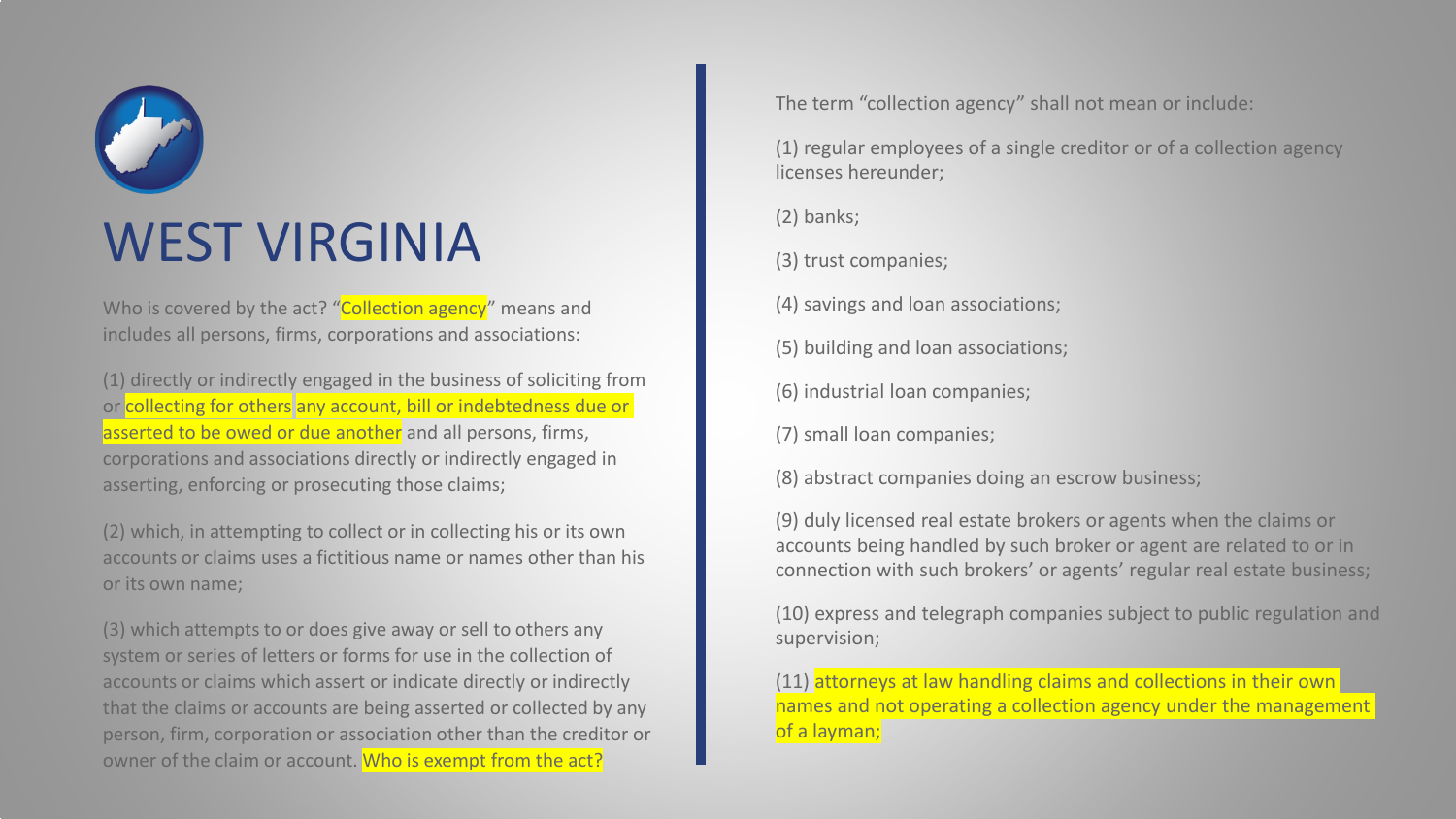# WEST VIRGINIA

Who is covered by the act? "Collection agency" means and includes all persons, firms, corporations and associations:

(1) directly or indirectly engaged in the business of soliciting from or collecting for others any account, bill or indebtedness due or asserted to be owed or due another and all persons, firms, corporations and associations directly or indirectly engaged in asserting, enforcing or prosecuting those claims;

(2) which, in attempting to collect or in collecting his or its own accounts or claims uses a fictitious name or names other than his or its own name;

(3) which attempts to or does give away or sell to others any system or series of letters or forms for use in the collection of accounts or claims which assert or indicate directly or indirectly that the claims or accounts are being asserted or collected by any person, firm, corporation or association other than the creditor or owner of the claim or account. Who is exempt from the act?

The term "collection agency" shall not mean or include:

(1) regular employees of a single creditor or of a collection agency licenses hereunder;

(2) banks;

(3) trust companies;

(4) savings and loan associations;

(5) building and loan associations;

(6) industrial loan companies;

(7) small loan companies;

(8) abstract companies doing an escrow business;

(9) duly licensed real estate brokers or agents when the claims or accounts being handled by such broker or agent are related to or in connection with such brokers' or agents' regular real estate business;

(10) express and telegraph companies subject to public regulation and supervision;

(11) attorneys at law handling claims and collections in their own names and not operating a collection agency under the management of a layman;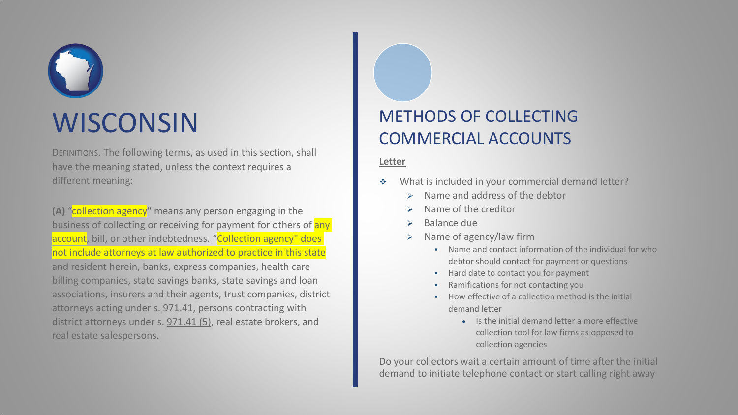# WISCONSIN

DEFINITIONS. The following terms, as used in this section, shall have the meaning stated, unless the context requires a different meaning:

**(A)** "collection agency" means any person engaging in the business of collecting or receiving for payment for others of any account, bill, or other indebtedness. "Collection agency" does not include attorneys at law authorized to practice in this state and resident herein, banks, express companies, health care billing companies, state savings banks, state savings and loan associations, insurers and their agents, trust companies, district attorneys acting under s. 971.41, persons contracting with district attorneys under s. 971.41 (5), real estate brokers, and real estate salespersons.

# METHODS OF COLLECTING COMMERCIAL ACCOUNTS

**Letter**

- What is included in your commercial demand letter?
  - Name and address of the debtor
  - Name of the creditor
  - Balance due
  - Name of agency/law firm
    - Name and contact information of the individual for who debtor should contact for payment or questions
    - Hard date to contact you for payment
    - Ramifications for not contacting you
    - How effective of a collection method is the initial demand letter
      - Is the initial demand letter a more effective collection tool for law firms as opposed to collection agencies

Do your collectors wait a certain amount of time after the initial demand to initiate telephone contact or start calling right away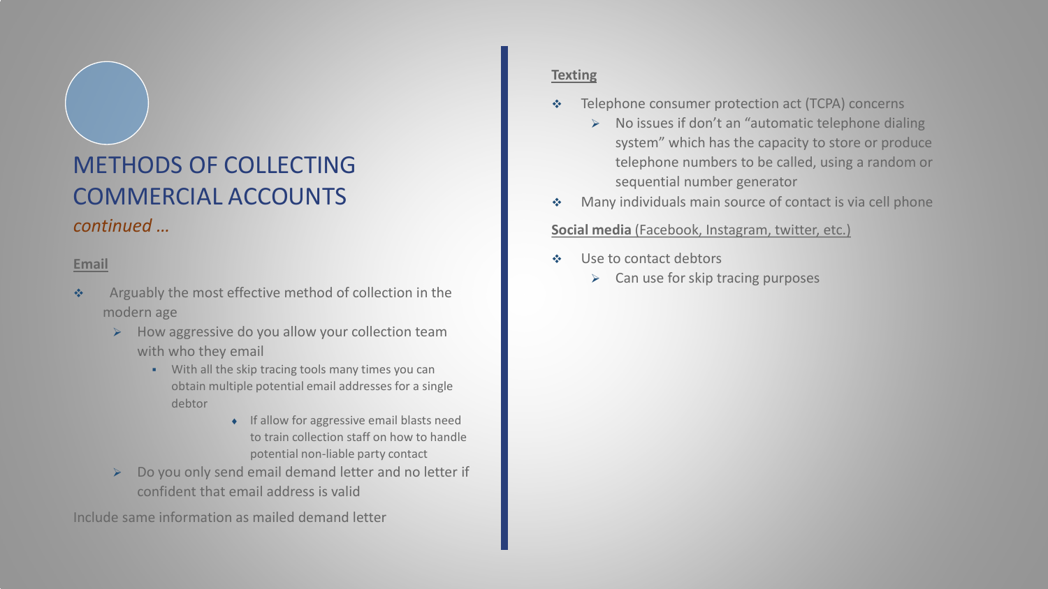# METHODS OF COLLECTING COMMERCIAL ACCOUNTS

*continued …*

**Email**

- Arguably the most effective method of collection in the modern age
  - How aggressive do you allow your collection team with who they email
    - With all the skip tracing tools many times you can obtain multiple potential email addresses for a single debtor
      - If allow for aggressive email blasts need to train collection staff on how to handle potential non-liable party contact
  - Do you only send email demand letter and no letter if confident that email address is valid

Include same information as mailed demand letter

**Texting**

- Telephone consumer protection act (TCPA) concerns
  - No issues if don't an "automatic telephone dialing system" which has the capacity to store or produce telephone numbers to be called, using a random or sequential number generator
- Many individuals main source of contact is via cell phone

**Social media** (Facebook, Instagram, twitter, etc.)

- Use to contact debtors
  - Can use for skip tracing purposes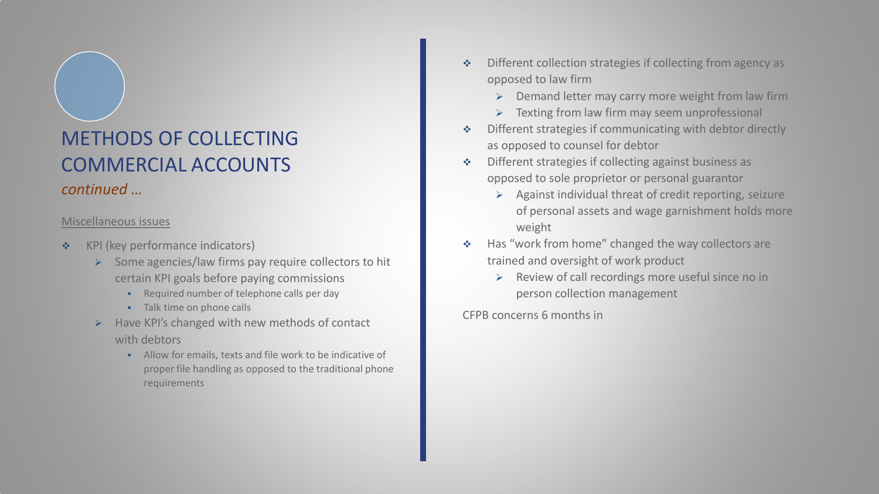# METHODS OF COLLECTING COMMERCIAL ACCOUNTS

*continued …*

Miscellaneous issues

- KPI (key performance indicators)
  - Some agencies/law firms pay require collectors to hit certain KPI goals before paying commissions
    - Required number of telephone calls per day
    - Talk time on phone calls
  - Have KPI's changed with new methods of contact with debtors
    - Allow for emails, texts and file work to be indicative of proper file handling as opposed to the traditional phone requirements

- Different collection strategies if collecting from agency as opposed to law firm
  - Demand letter may carry more weight from law firm
  - Texting from law firm may seem unprofessional
- Different strategies if communicating with debtor directly as opposed to counsel for debtor
- Different strategies if collecting against business as opposed to sole proprietor or personal guarantor
  - Against individual threat of credit reporting, seizure of personal assets and wage garnishment holds more weight
- Has "work from home" changed the way collectors are trained and oversight of work product
  - Review of call recordings more useful since no in person collection management

CFPB concerns 6 months in